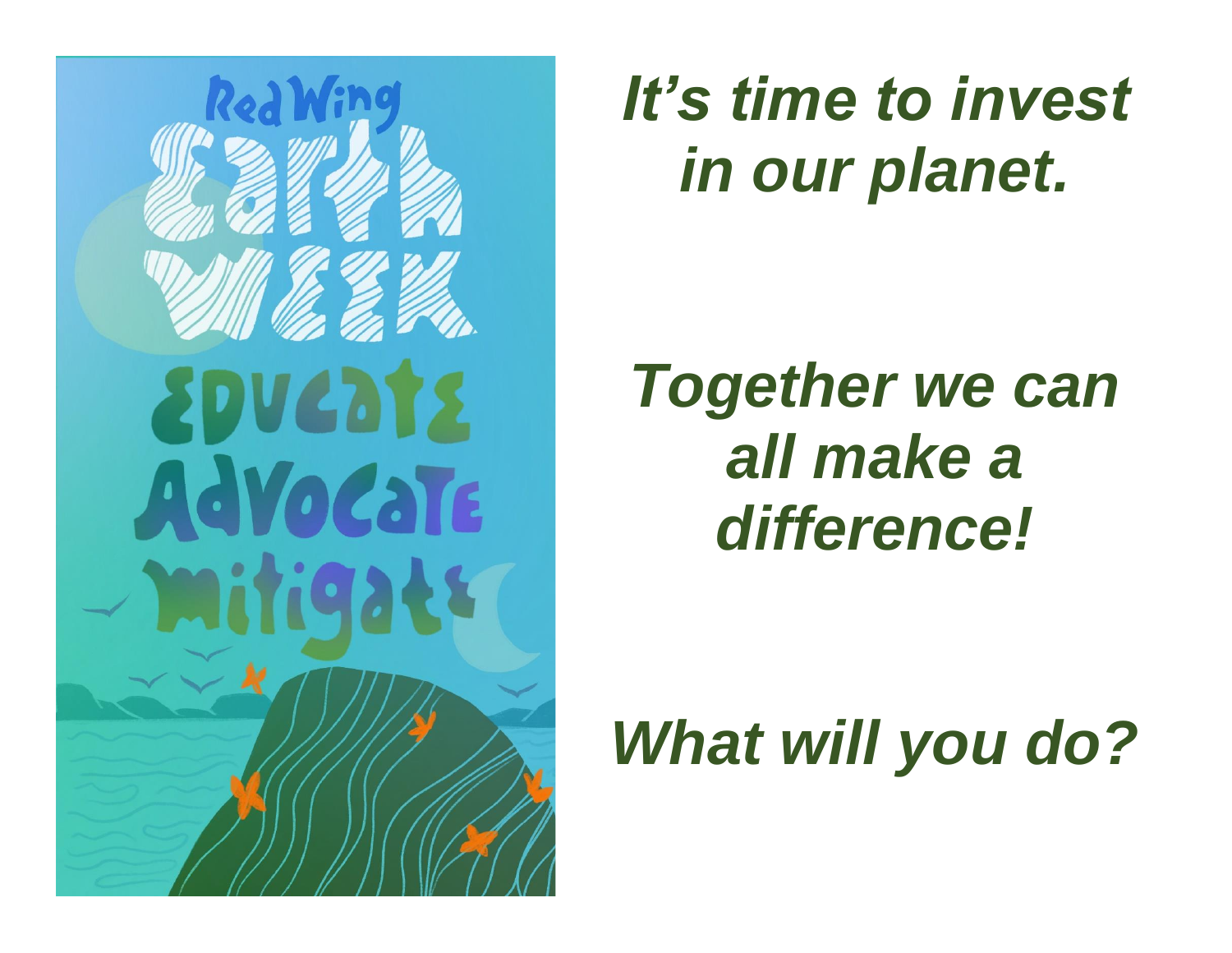Red Wing

Earth Week

Educate

Advocate

Mitigate

***It's time to invest in our planet.***

***Together we can all make a difference!***

***What will you do?***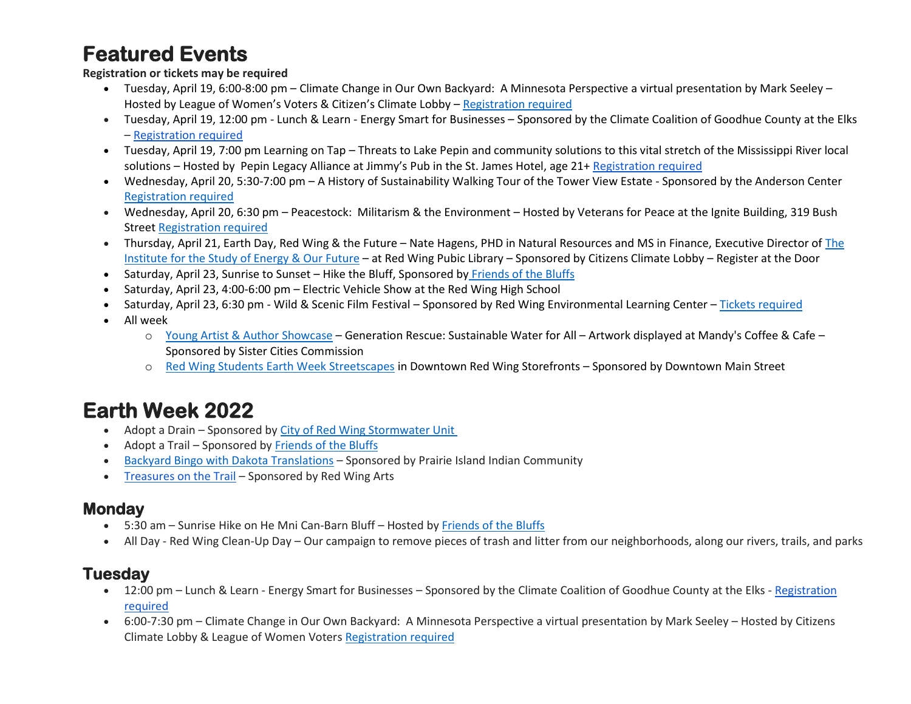# Featured Events

**Registration or tickets may be required**

- Tuesday, April 19, 6:00-8:00 pm – Climate Change in Our Own Backyard: A Minnesota Perspective a virtual presentation by Mark Seeley – Hosted by League of Women's Voters & Citizen's Climate Lobby – Registration required
- Tuesday, April 19, 12:00 pm - Lunch & Learn - Energy Smart for Businesses – Sponsored by the Climate Coalition of Goodhue County at the Elks – Registration required
- Tuesday, April 19, 7:00 pm Learning on Tap – Threats to Lake Pepin and community solutions to this vital stretch of the Mississippi River local solutions – Hosted by Pepin Legacy Alliance at Jimmy's Pub in the St. James Hotel, age 21+ Registration required
- Wednesday, April 20, 5:30-7:00 pm – A History of Sustainability Walking Tour of the Tower View Estate - Sponsored by the Anderson Center Registration required
- Wednesday, April 20, 6:30 pm – Peacestock: Militarism & the Environment – Hosted by Veterans for Peace at the Ignite Building, 319 Bush Street Registration required
- Thursday, April 21, Earth Day, Red Wing & the Future – Nate Hagens, PHD in Natural Resources and MS in Finance, Executive Director of The Institute for the Study of Energy & Our Future – at Red Wing Pubic Library – Sponsored by Citizens Climate Lobby – Register at the Door
- Saturday, April 23, Sunrise to Sunset – Hike the Bluff, Sponsored by Friends of the Bluffs
- Saturday, April 23, 4:00-6:00 pm – Electric Vehicle Show at the Red Wing High School
- Saturday, April 23, 6:30 pm - Wild & Scenic Film Festival – Sponsored by Red Wing Environmental Learning Center – Tickets required
- All week
  - Young Artist & Author Showcase – Generation Rescue: Sustainable Water for All – Artwork displayed at Mandy's Coffee & Cafe – Sponsored by Sister Cities Commission
  - Red Wing Students Earth Week Streetscapes in Downtown Red Wing Storefronts – Sponsored by Downtown Main Street

# Earth Week 2022

- Adopt a Drain – Sponsored by City of Red Wing Stormwater Unit
- Adopt a Trail – Sponsored by Friends of the Bluffs
- Backyard Bingo with Dakota Translations – Sponsored by Prairie Island Indian Community
- Treasures on the Trail – Sponsored by Red Wing Arts

## Monday

- 5:30 am – Sunrise Hike on He Mni Can-Barn Bluff – Hosted by Friends of the Bluffs
- All Day - Red Wing Clean-Up Day – Our campaign to remove pieces of trash and litter from our neighborhoods, along our rivers, trails, and parks

## Tuesday

- 12:00 pm – Lunch & Learn - Energy Smart for Businesses – Sponsored by the Climate Coalition of Goodhue County at the Elks - Registration required
- 6:00-7:30 pm – Climate Change in Our Own Backyard: A Minnesota Perspective a virtual presentation by Mark Seeley – Hosted by Citizens Climate Lobby & League of Women Voters Registration required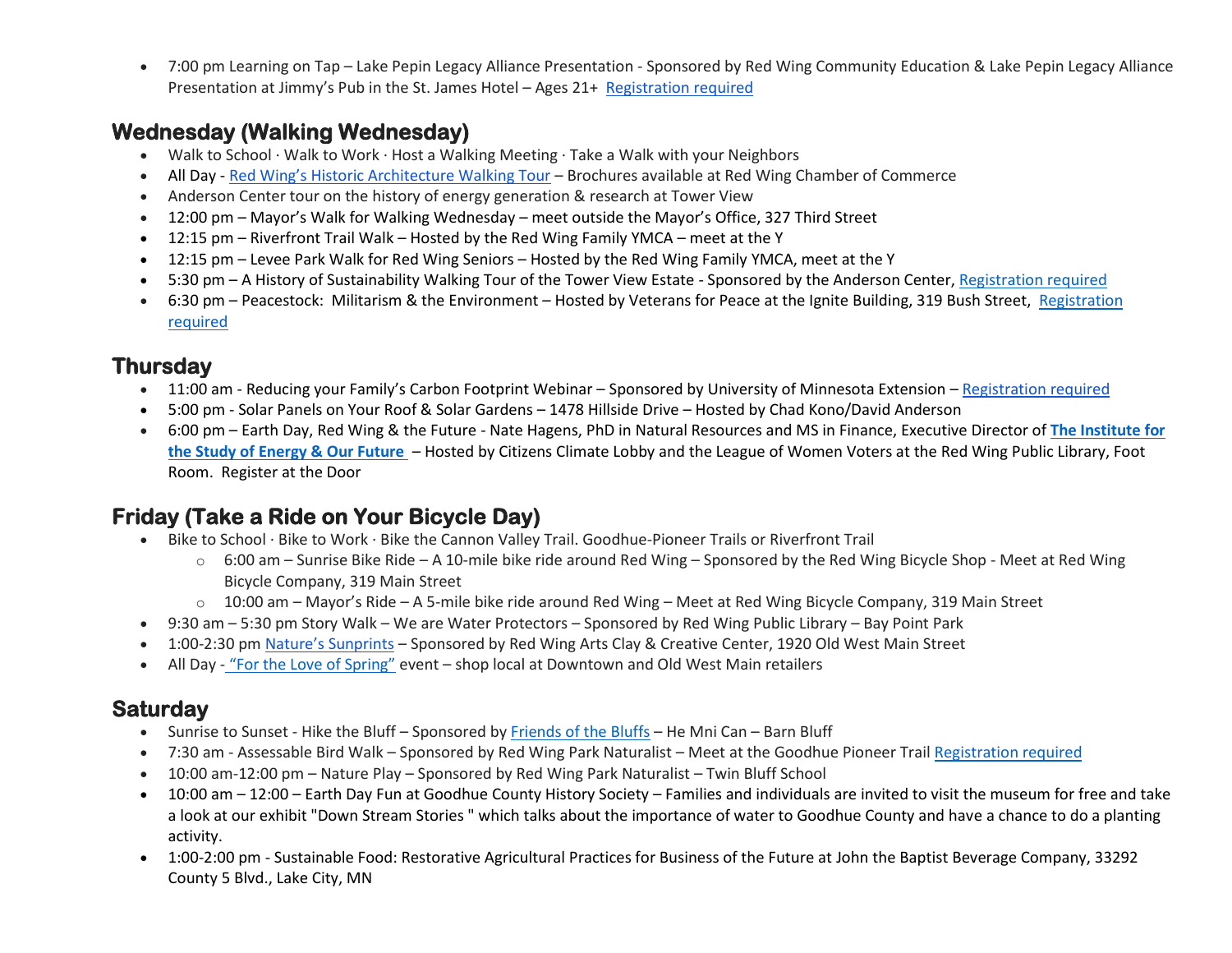- 7:00 pm Learning on Tap – Lake Pepin Legacy Alliance Presentation - Sponsored by Red Wing Community Education & Lake Pepin Legacy Alliance Presentation at Jimmy's Pub in the St. James Hotel – Ages 21+ [Registration required]

## Wednesday (Walking Wednesday)

- Walk to School · Walk to Work · Host a Walking Meeting · Take a Walk with your Neighbors
- All Day - [Red Wing's Historic Architecture Walking Tour] – Brochures available at Red Wing Chamber of Commerce
- Anderson Center tour on the history of energy generation & research at Tower View
- 12:00 pm – Mayor's Walk for Walking Wednesday – meet outside the Mayor's Office, 327 Third Street
- 12:15 pm – Riverfront Trail Walk – Hosted by the Red Wing Family YMCA – meet at the Y
- 12:15 pm – Levee Park Walk for Red Wing Seniors – Hosted by the Red Wing Family YMCA, meet at the Y
- 5:30 pm – A History of Sustainability Walking Tour of the Tower View Estate - Sponsored by the Anderson Center, [Registration required]
- 6:30 pm – Peacestock: Militarism & the Environment – Hosted by Veterans for Peace at the Ignite Building, 319 Bush Street, [Registration required]

## Thursday

- 11:00 am - Reducing your Family's Carbon Footprint Webinar – Sponsored by University of Minnesota Extension – [Registration required]
- 5:00 pm - Solar Panels on Your Roof & Solar Gardens – 1478 Hillside Drive – Hosted by Chad Kono/David Anderson
- 6:00 pm – Earth Day, Red Wing & the Future - Nate Hagens, PhD in Natural Resources and MS in Finance, Executive Director of **[The Institute for the Study of Energy & Our Future]** – Hosted by Citizens Climate Lobby and the League of Women Voters at the Red Wing Public Library, Foot Room. Register at the Door

## Friday (Take a Ride on Your Bicycle Day)

- Bike to School · Bike to Work · Bike the Cannon Valley Trail. Goodhue-Pioneer Trails or Riverfront Trail
  - 6:00 am – Sunrise Bike Ride – A 10-mile bike ride around Red Wing – Sponsored by the Red Wing Bicycle Shop - Meet at Red Wing Bicycle Company, 319 Main Street
  - 10:00 am – Mayor's Ride – A 5-mile bike ride around Red Wing – Meet at Red Wing Bicycle Company, 319 Main Street
- 9:30 am – 5:30 pm Story Walk – We are Water Protectors – Sponsored by Red Wing Public Library – Bay Point Park
- 1:00-2:30 pm [Nature's Sunprints] – Sponsored by Red Wing Arts Clay & Creative Center, 1920 Old West Main Street
- All Day - ["For the Love of Spring"] event – shop local at Downtown and Old West Main retailers

## Saturday

- Sunrise to Sunset - Hike the Bluff – Sponsored by [Friends of the Bluffs] – He Mni Can – Barn Bluff
- 7:30 am - Assessable Bird Walk – Sponsored by Red Wing Park Naturalist – Meet at the Goodhue Pioneer Trail [Registration required]
- 10:00 am-12:00 pm – Nature Play – Sponsored by Red Wing Park Naturalist – Twin Bluff School
- 10:00 am – 12:00 – Earth Day Fun at Goodhue County History Society – Families and individuals are invited to visit the museum for free and take a look at our exhibit "Down Stream Stories " which talks about the importance of water to Goodhue County and have a chance to do a planting activity.
- 1:00-2:00 pm - Sustainable Food: Restorative Agricultural Practices for Business of the Future at John the Baptist Beverage Company, 33292 County 5 Blvd., Lake City, MN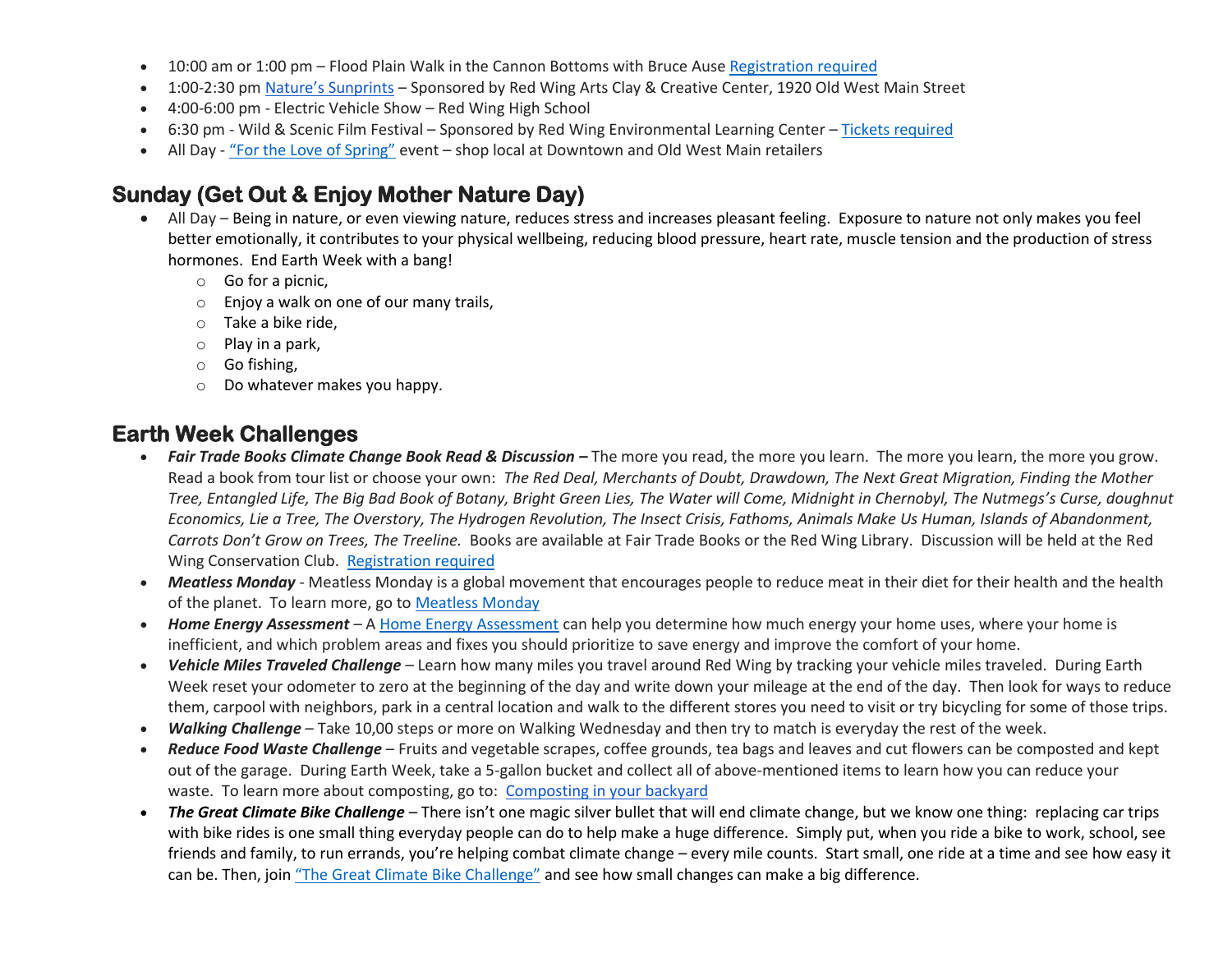- 10:00 am or 1:00 pm – Flood Plain Walk in the Cannon Bottoms with Bruce Ause Registration required
- 1:00-2:30 pm Nature's Sunprints – Sponsored by Red Wing Arts Clay & Creative Center, 1920 Old West Main Street
- 4:00-6:00 pm - Electric Vehicle Show – Red Wing High School
- 6:30 pm - Wild & Scenic Film Festival – Sponsored by Red Wing Environmental Learning Center – Tickets required
- All Day - "For the Love of Spring" event – shop local at Downtown and Old West Main retailers

## Sunday (Get Out & Enjoy Mother Nature Day)

- All Day – Being in nature, or even viewing nature, reduces stress and increases pleasant feeling. Exposure to nature not only makes you feel better emotionally, it contributes to your physical wellbeing, reducing blood pressure, heart rate, muscle tension and the production of stress hormones. End Earth Week with a bang!
  - Go for a picnic,
  - Enjoy a walk on one of our many trails,
  - Take a bike ride,
  - Play in a park,
  - Go fishing,
  - Do whatever makes you happy.

## Earth Week Challenges

- ***Fair Trade Books Climate Change Book Read & Discussion –*** The more you read, the more you learn. The more you learn, the more you grow. Read a book from tour list or choose your own: *The Red Deal, Merchants of Doubt, Drawdown, The Next Great Migration, Finding the Mother Tree, Entangled Life, The Big Bad Book of Botany, Bright Green Lies, The Water will Come, Midnight in Chernobyl, The Nutmegs's Curse, doughnut Economics, Lie a Tree, The Overstory, The Hydrogen Revolution, The Insect Crisis, Fathoms, Animals Make Us Human, Islands of Abandonment, Carrots Don't Grow on Trees, The Treeline.* Books are available at Fair Trade Books or the Red Wing Library. Discussion will be held at the Red Wing Conservation Club. Registration required
- ***Meatless Monday*** - Meatless Monday is a global movement that encourages people to reduce meat in their diet for their health and the health of the planet. To learn more, go to Meatless Monday
- ***Home Energy Assessment*** – A Home Energy Assessment can help you determine how much energy your home uses, where your home is inefficient, and which problem areas and fixes you should prioritize to save energy and improve the comfort of your home.
- ***Vehicle Miles Traveled Challenge*** – Learn how many miles you travel around Red Wing by tracking your vehicle miles traveled. During Earth Week reset your odometer to zero at the beginning of the day and write down your mileage at the end of the day. Then look for ways to reduce them, carpool with neighbors, park in a central location and walk to the different stores you need to visit or try bicycling for some of those trips.
- ***Walking Challenge*** – Take 10,00 steps or more on Walking Wednesday and then try to match is everyday the rest of the week.
- ***Reduce Food Waste Challenge*** – Fruits and vegetable scrapes, coffee grounds, tea bags and leaves and cut flowers can be composted and kept out of the garage. During Earth Week, take a 5-gallon bucket and collect all of above-mentioned items to learn how you can reduce your waste. To learn more about composting, go to: Composting in your backyard
- ***The Great Climate Bike Challenge*** – There isn't one magic silver bullet that will end climate change, but we know one thing: replacing car trips with bike rides is one small thing everyday people can do to help make a huge difference. Simply put, when you ride a bike to work, school, see friends and family, to run errands, you're helping combat climate change – every mile counts. Start small, one ride at a time and see how easy it can be. Then, join "The Great Climate Bike Challenge" and see how small changes can make a big difference.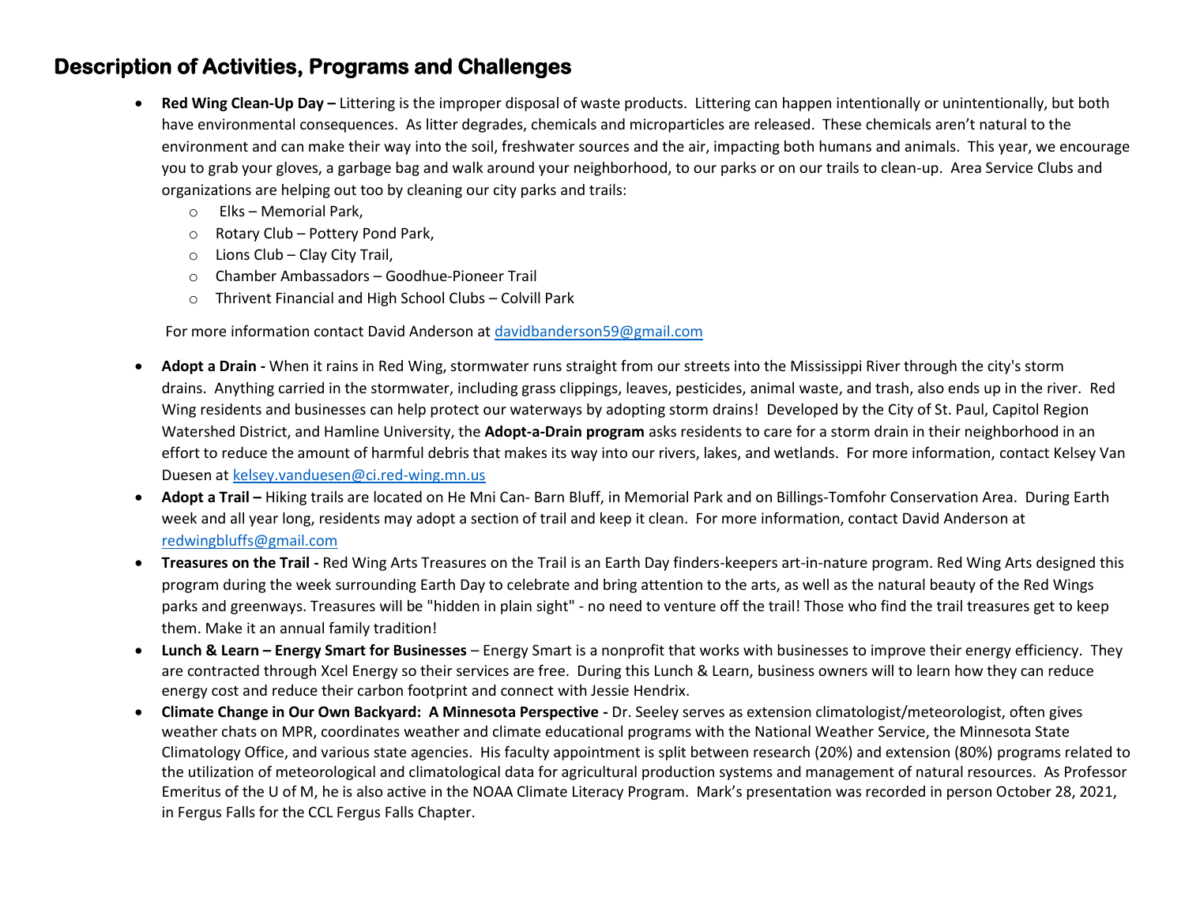## Description of Activities, Programs and Challenges

- **Red Wing Clean-Up Day –** Littering is the improper disposal of waste products. Littering can happen intentionally or unintentionally, but both have environmental consequences. As litter degrades, chemicals and microparticles are released. These chemicals aren't natural to the environment and can make their way into the soil, freshwater sources and the air, impacting both humans and animals. This year, we encourage you to grab your gloves, a garbage bag and walk around your neighborhood, to our parks or on our trails to clean-up. Area Service Clubs and organizations are helping out too by cleaning our city parks and trails:
  - Elks – Memorial Park,
  - Rotary Club – Pottery Pond Park,
  - Lions Club – Clay City Trail,
  - Chamber Ambassadors – Goodhue-Pioneer Trail
  - Thrivent Financial and High School Clubs – Colvill Park

  For more information contact David Anderson at [davidbanderson59@gmail.com](mailto:davidbanderson59@gmail.com)

- **Adopt a Drain -** When it rains in Red Wing, stormwater runs straight from our streets into the Mississippi River through the city's storm drains. Anything carried in the stormwater, including grass clippings, leaves, pesticides, animal waste, and trash, also ends up in the river. Red Wing residents and businesses can help protect our waterways by adopting storm drains! Developed by the City of St. Paul, Capitol Region Watershed District, and Hamline University, the **Adopt-a-Drain program** asks residents to care for a storm drain in their neighborhood in an effort to reduce the amount of harmful debris that makes its way into our rivers, lakes, and wetlands. For more information, contact Kelsey Van Duesen at [kelsey.vanduesen@ci.red-wing.mn.us](mailto:kelsey.vanduesen@ci.red-wing.mn.us)
- **Adopt a Trail –** Hiking trails are located on He Mni Can- Barn Bluff, in Memorial Park and on Billings-Tomfohr Conservation Area. During Earth week and all year long, residents may adopt a section of trail and keep it clean. For more information, contact David Anderson at [redwingbluffs@gmail.com](mailto:redwingbluffs@gmail.com)
- **Treasures on the Trail -** Red Wing Arts Treasures on the Trail is an Earth Day finders-keepers art-in-nature program. Red Wing Arts designed this program during the week surrounding Earth Day to celebrate and bring attention to the arts, as well as the natural beauty of the Red Wings parks and greenways. Treasures will be "hidden in plain sight" - no need to venture off the trail! Those who find the trail treasures get to keep them. Make it an annual family tradition!
- **Lunch & Learn – Energy Smart for Businesses** – Energy Smart is a nonprofit that works with businesses to improve their energy efficiency. They are contracted through Xcel Energy so their services are free. During this Lunch & Learn, business owners will to learn how they can reduce energy cost and reduce their carbon footprint and connect with Jessie Hendrix.
- **Climate Change in Our Own Backyard: A Minnesota Perspective -** Dr. Seeley serves as extension climatologist/meteorologist, often gives weather chats on MPR, coordinates weather and climate educational programs with the National Weather Service, the Minnesota State Climatology Office, and various state agencies. His faculty appointment is split between research (20%) and extension (80%) programs related to the utilization of meteorological and climatological data for agricultural production systems and management of natural resources. As Professor Emeritus of the U of M, he is also active in the NOAA Climate Literacy Program. Mark's presentation was recorded in person October 28, 2021, in Fergus Falls for the CCL Fergus Falls Chapter.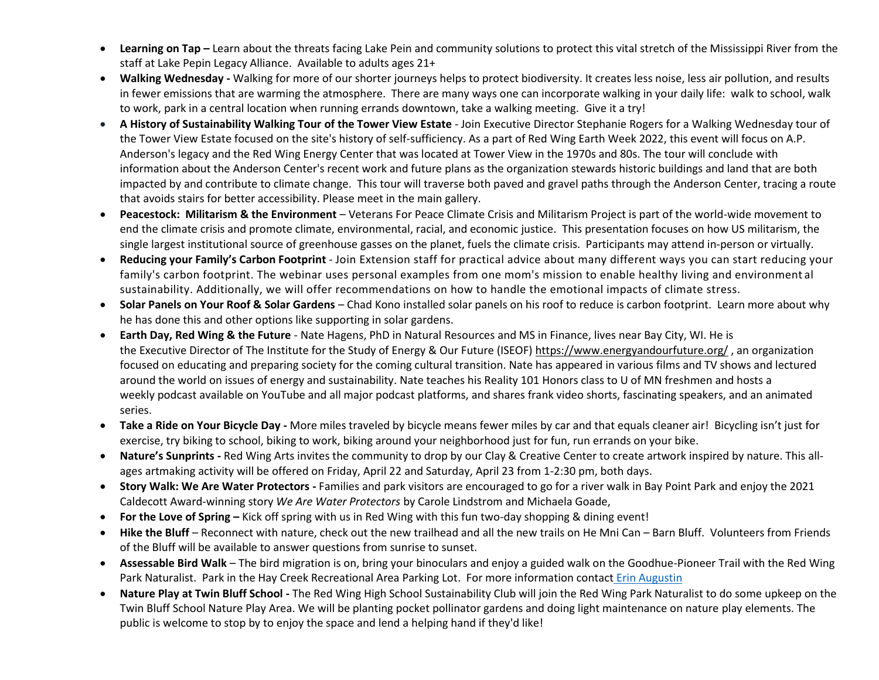- **Learning on Tap –** Learn about the threats facing Lake Pein and community solutions to protect this vital stretch of the Mississippi River from the staff at Lake Pepin Legacy Alliance. Available to adults ages 21+
- **Walking Wednesday -** Walking for more of our shorter journeys helps to protect biodiversity. It creates less noise, less air pollution, and results in fewer emissions that are warming the atmosphere. There are many ways one can incorporate walking in your daily life: walk to school, walk to work, park in a central location when running errands downtown, take a walking meeting. Give it a try!
- **A History of Sustainability Walking Tour of the Tower View Estate** - Join Executive Director Stephanie Rogers for a Walking Wednesday tour of the Tower View Estate focused on the site's history of self-sufficiency. As a part of Red Wing Earth Week 2022, this event will focus on A.P. Anderson's legacy and the Red Wing Energy Center that was located at Tower View in the 1970s and 80s. The tour will conclude with information about the Anderson Center's recent work and future plans as the organization stewards historic buildings and land that are both impacted by and contribute to climate change. This tour will traverse both paved and gravel paths through the Anderson Center, tracing a route that avoids stairs for better accessibility. Please meet in the main gallery.
- **Peacestock: Militarism & the Environment** – Veterans For Peace Climate Crisis and Militarism Project is part of the world-wide movement to end the climate crisis and promote climate, environmental, racial, and economic justice. This presentation focuses on how US militarism, the single largest institutional source of greenhouse gasses on the planet, fuels the climate crisis. Participants may attend in-person or virtually.
- **Reducing your Family's Carbon Footprint** - Join Extension staff for practical advice about many different ways you can start reducing your family's carbon footprint. The webinar uses personal examples from one mom's mission to enable healthy living and environmental sustainability. Additionally, we will offer recommendations on how to handle the emotional impacts of climate stress.
- **Solar Panels on Your Roof & Solar Gardens** – Chad Kono installed solar panels on his roof to reduce is carbon footprint. Learn more about why he has done this and other options like supporting in solar gardens.
- **Earth Day, Red Wing & the Future** - Nate Hagens, PhD in Natural Resources and MS in Finance, lives near Bay City, WI. He is the Executive Director of The Institute for the Study of Energy & Our Future (ISEOF) https://www.energyandourfuture.org/ , an organization focused on educating and preparing society for the coming cultural transition. Nate has appeared in various films and TV shows and lectured around the world on issues of energy and sustainability. Nate teaches his Reality 101 Honors class to U of MN freshmen and hosts a weekly podcast available on YouTube and all major podcast platforms, and shares frank video shorts, fascinating speakers, and an animated series.
- **Take a Ride on Your Bicycle Day -** More miles traveled by bicycle means fewer miles by car and that equals cleaner air! Bicycling isn't just for exercise, try biking to school, biking to work, biking around your neighborhood just for fun, run errands on your bike.
- **Nature's Sunprints -** Red Wing Arts invites the community to drop by our Clay & Creative Center to create artwork inspired by nature. This all-ages artmaking activity will be offered on Friday, April 22 and Saturday, April 23 from 1-2:30 pm, both days.
- **Story Walk: We Are Water Protectors -** Families and park visitors are encouraged to go for a river walk in Bay Point Park and enjoy the 2021 Caldecott Award-winning story *We Are Water Protectors* by Carole Lindstrom and Michaela Goade,
- **For the Love of Spring –** Kick off spring with us in Red Wing with this fun two-day shopping & dining event!
- **Hike the Bluff** – Reconnect with nature, check out the new trailhead and all the new trails on He Mni Can – Barn Bluff. Volunteers from Friends of the Bluff will be available to answer questions from sunrise to sunset.
- **Assessable Bird Walk** – The bird migration is on, bring your binoculars and enjoy a guided walk on the Goodhue-Pioneer Trail with the Red Wing Park Naturalist. Park in the Hay Creek Recreational Area Parking Lot. For more information contact Erin Augustin
- **Nature Play at Twin Bluff School -** The Red Wing High School Sustainability Club will join the Red Wing Park Naturalist to do some upkeep on the Twin Bluff School Nature Play Area. We will be planting pocket pollinator gardens and doing light maintenance on nature play elements. The public is welcome to stop by to enjoy the space and lend a helping hand if they'd like!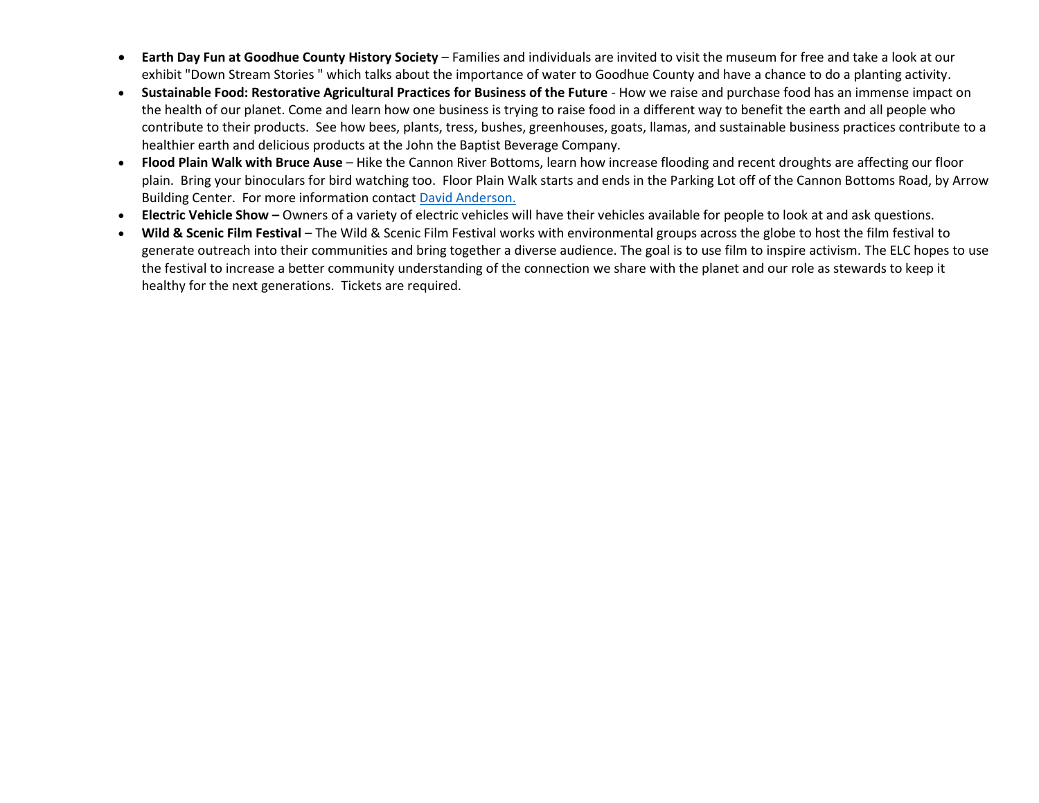- **Earth Day Fun at Goodhue County History Society** – Families and individuals are invited to visit the museum for free and take a look at our exhibit "Down Stream Stories " which talks about the importance of water to Goodhue County and have a chance to do a planting activity.
- **Sustainable Food: Restorative Agricultural Practices for Business of the Future** - How we raise and purchase food has an immense impact on the health of our planet. Come and learn how one business is trying to raise food in a different way to benefit the earth and all people who contribute to their products. See how bees, plants, tress, bushes, greenhouses, goats, llamas, and sustainable business practices contribute to a healthier earth and delicious products at the John the Baptist Beverage Company.
- **Flood Plain Walk with Bruce Ause** – Hike the Cannon River Bottoms, learn how increase flooding and recent droughts are affecting our floor plain. Bring your binoculars for bird watching too. Floor Plain Walk starts and ends in the Parking Lot off of the Cannon Bottoms Road, by Arrow Building Center. For more information contact David Anderson.
- **Electric Vehicle Show –** Owners of a variety of electric vehicles will have their vehicles available for people to look at and ask questions.
- **Wild & Scenic Film Festival** – The Wild & Scenic Film Festival works with environmental groups across the globe to host the film festival to generate outreach into their communities and bring together a diverse audience. The goal is to use film to inspire activism. The ELC hopes to use the festival to increase a better community understanding of the connection we share with the planet and our role as stewards to keep it healthy for the next generations. Tickets are required.